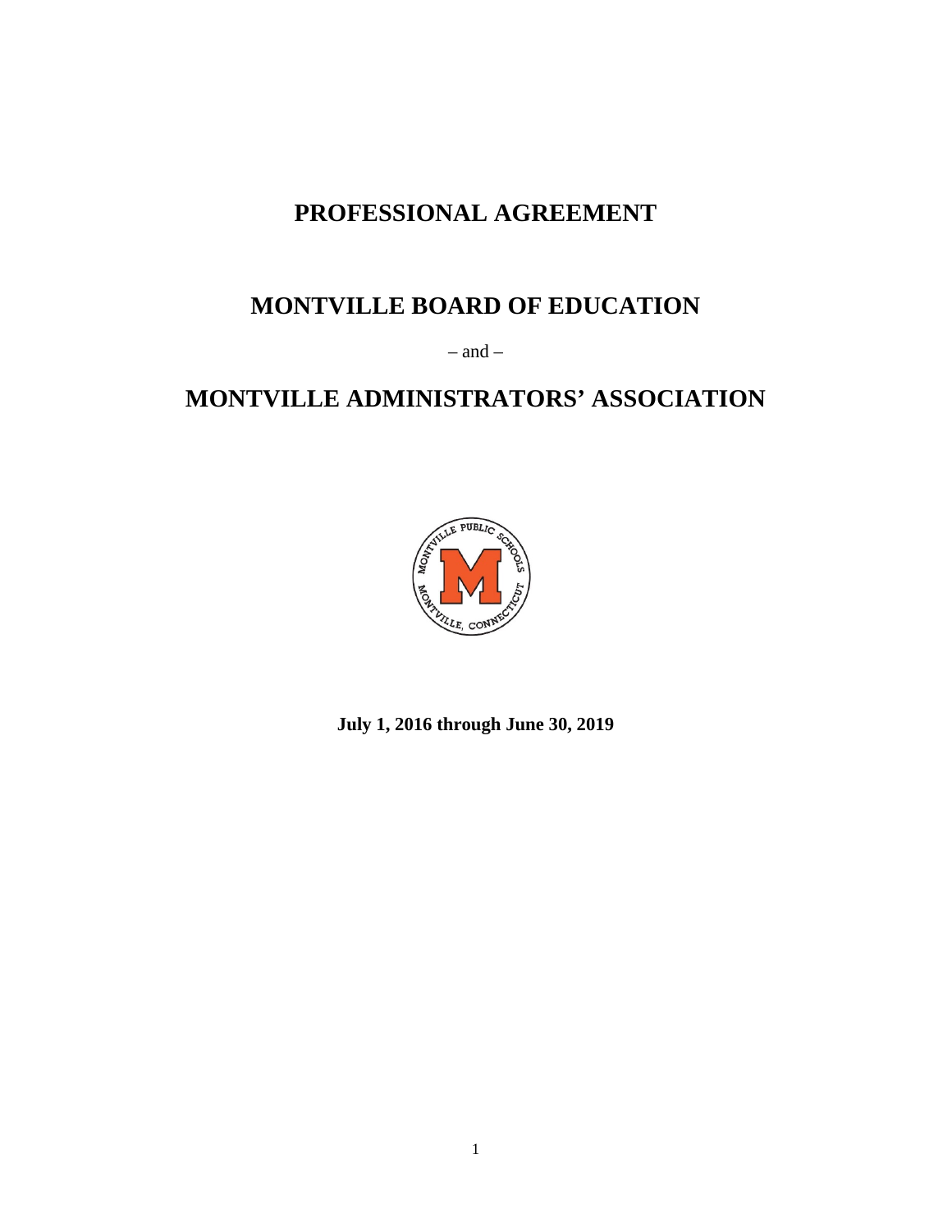# PROFESSIONAL AGREEMENT

# MONTVILLE BOARD OF EDUCATION

– and –

# MONTVILLE ADMINISTRATORS' ASSOCIATION

**July 1, 2016 through June 30, 2019**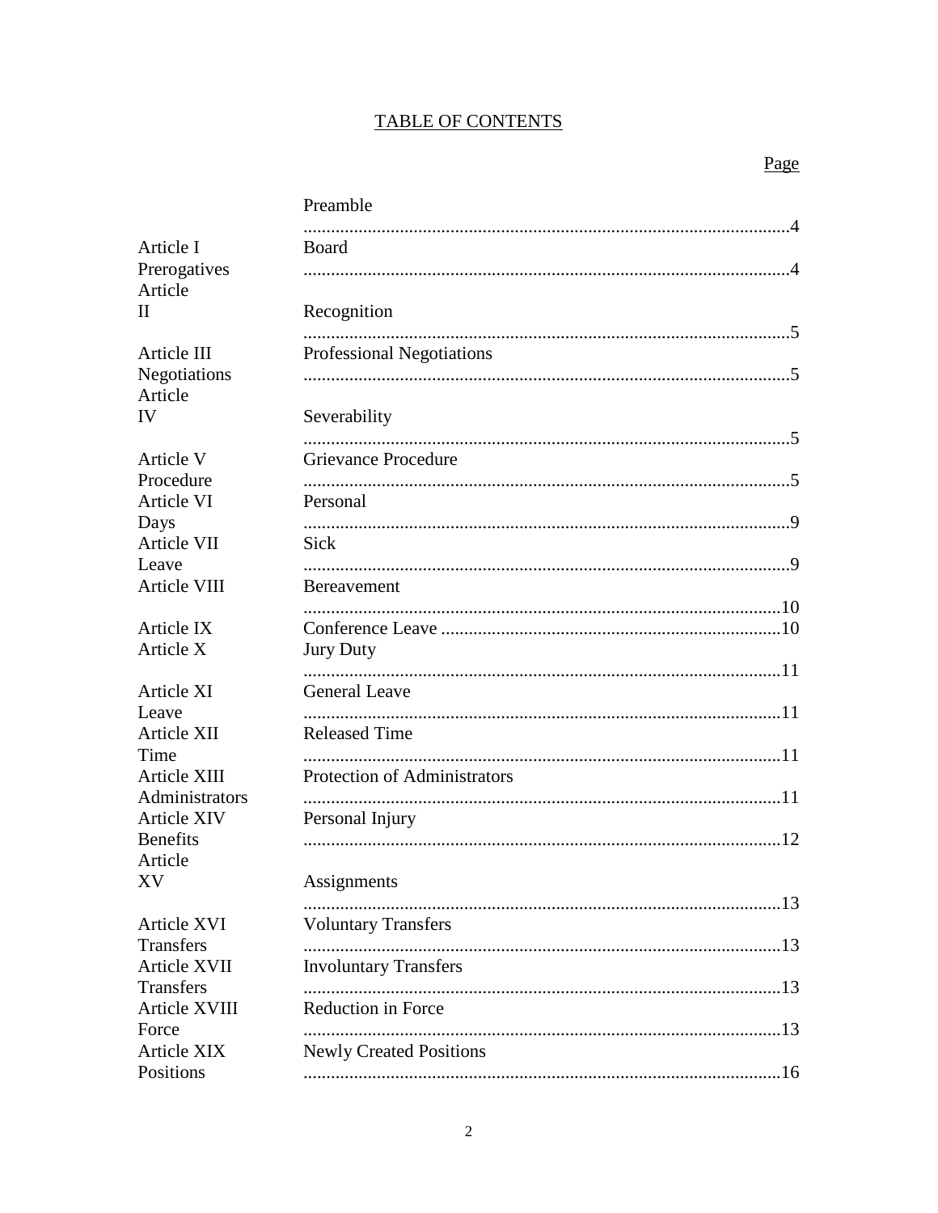# TABLE OF CONTENTS

| | | Page |
|---|---|---|
| | Preamble | 4 |
| Article I | Board Prerogatives | 4 |
| Article II | Recognition | 5 |
| Article III | Professional Negotiations | 5 |
| Article IV | Severability | 5 |
| Article V | Grievance Procedure | 5 |
| Article VI | Personal Days | 9 |
| Article VII | Sick Leave | 9 |
| Article VIII | Bereavement | 10 |
| Article IX | Conference Leave | 10 |
| Article X | Jury Duty | 11 |
| Article XI | General Leave | 11 |
| Article XII | Released Time | 11 |
| Article XIII | Protection of Administrators | 11 |
| Article XIV | Personal Injury Benefits | 12 |
| Article XV | Assignments | 13 |
| Article XVI | Voluntary Transfers | 13 |
| Article XVII | Involuntary Transfers | 13 |
| Article XVIII | Reduction in Force | 13 |
| Article XIX | Newly Created Positions | 16 |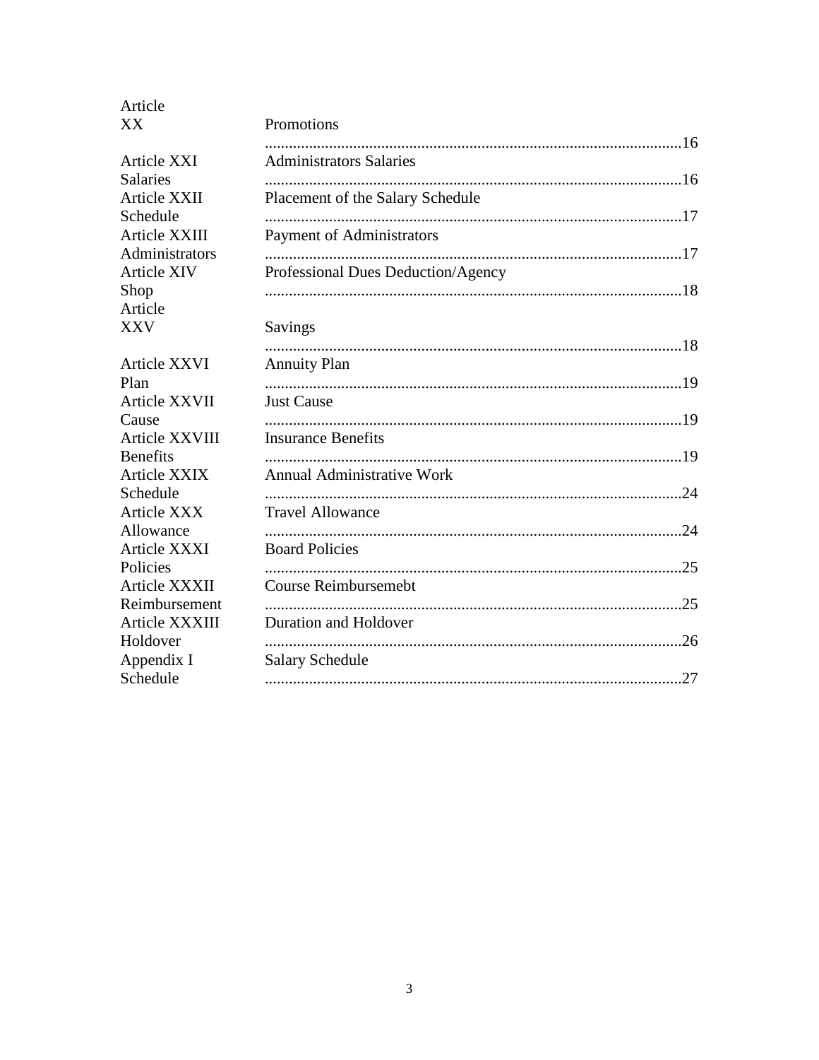| | | |
|---|---|---|
| Article XX | Promotions | 16 |
| Article XXI Salaries | Administrators Salaries | 16 |
| Article XXII Schedule | Placement of the Salary Schedule | 17 |
| Article XXIII Administrators | Payment of Administrators | 17 |
| Article XIV Shop | Professional Dues Deduction/Agency | 18 |
| Article XXV | Savings | 18 |
| Article XXVI Plan | Annuity Plan | 19 |
| Article XXVII Cause | Just Cause | 19 |
| Article XXVIII Benefits | Insurance Benefits | 19 |
| Article XXIX Schedule | Annual Administrative Work | 24 |
| Article XXX Allowance | Travel Allowance | 24 |
| Article XXXI Policies | Board Policies | 25 |
| Article XXXII Reimbursement | Course Reimbursemebt | 25 |
| Article XXXIII Holdover | Duration and Holdover | 26 |
| Appendix I Schedule | Salary Schedule | 27 |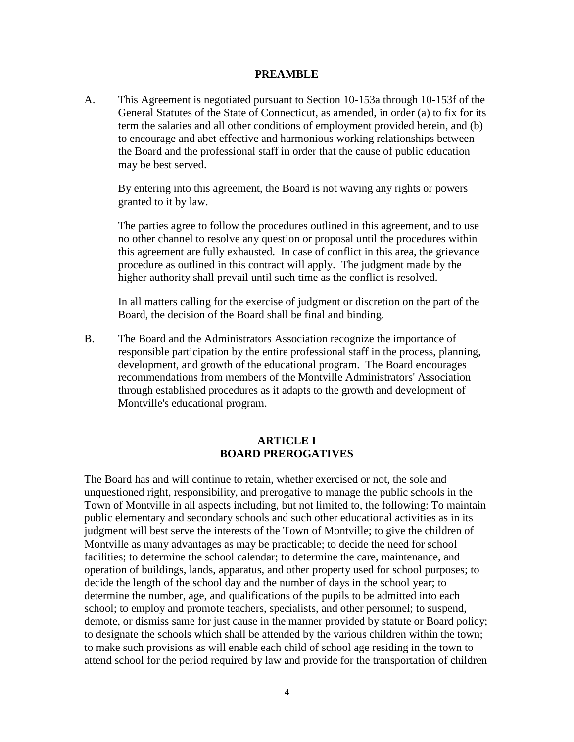## PREAMBLE

A. This Agreement is negotiated pursuant to Section 10-153a through 10-153f of the General Statutes of the State of Connecticut, as amended, in order (a) to fix for its term the salaries and all other conditions of employment provided herein, and (b) to encourage and abet effective and harmonious working relationships between the Board and the professional staff in order that the cause of public education may be best served.

   By entering into this agreement, the Board is not waving any rights or powers granted to it by law.

   The parties agree to follow the procedures outlined in this agreement, and to use no other channel to resolve any question or proposal until the procedures within this agreement are fully exhausted. In case of conflict in this area, the grievance procedure as outlined in this contract will apply. The judgment made by the higher authority shall prevail until such time as the conflict is resolved.

   In all matters calling for the exercise of judgment or discretion on the part of the Board, the decision of the Board shall be final and binding.

B. The Board and the Administrators Association recognize the importance of responsible participation by the entire professional staff in the process, planning, development, and growth of the educational program. The Board encourages recommendations from members of the Montville Administrators' Association through established procedures as it adapts to the growth and development of Montville's educational program.

## ARTICLE I
## BOARD PREROGATIVES

The Board has and will continue to retain, whether exercised or not, the sole and unquestioned right, responsibility, and prerogative to manage the public schools in the Town of Montville in all aspects including, but not limited to, the following: To maintain public elementary and secondary schools and such other educational activities as in its judgment will best serve the interests of the Town of Montville; to give the children of Montville as many advantages as may be practicable; to decide the need for school facilities; to determine the school calendar; to determine the care, maintenance, and operation of buildings, lands, apparatus, and other property used for school purposes; to decide the length of the school day and the number of days in the school year; to determine the number, age, and qualifications of the pupils to be admitted into each school; to employ and promote teachers, specialists, and other personnel; to suspend, demote, or dismiss same for just cause in the manner provided by statute or Board policy; to designate the schools which shall be attended by the various children within the town; to make such provisions as will enable each child of school age residing in the town to attend school for the period required by law and provide for the transportation of children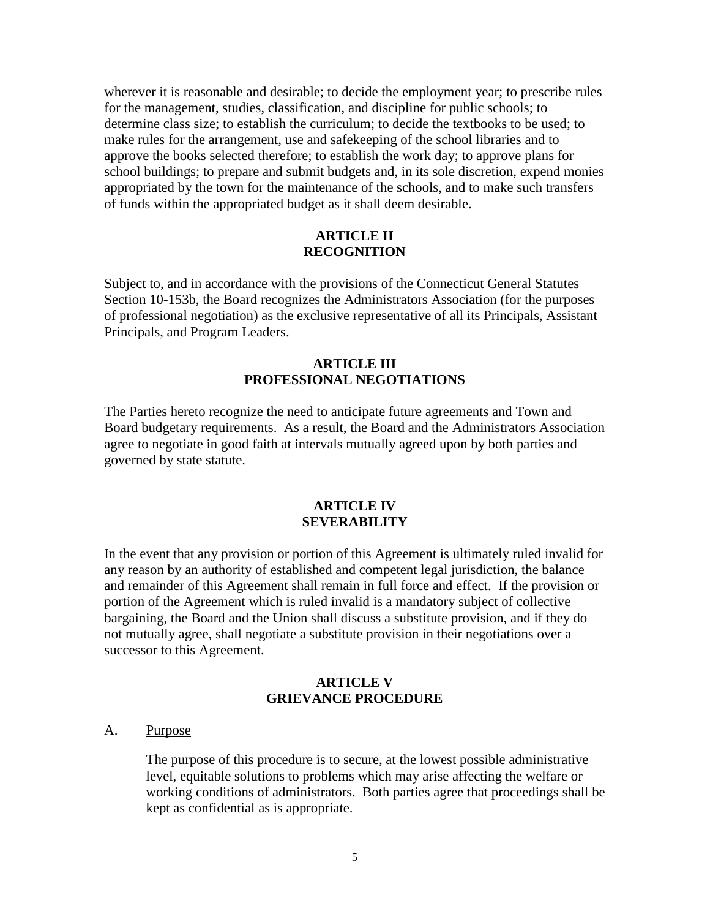wherever it is reasonable and desirable; to decide the employment year; to prescribe rules for the management, studies, classification, and discipline for public schools; to determine class size; to establish the curriculum; to decide the textbooks to be used; to make rules for the arrangement, use and safekeeping of the school libraries and to approve the books selected therefore; to establish the work day; to approve plans for school buildings; to prepare and submit budgets and, in its sole discretion, expend monies appropriated by the town for the maintenance of the schools, and to make such transfers of funds within the appropriated budget as it shall deem desirable.

## ARTICLE II
## RECOGNITION

Subject to, and in accordance with the provisions of the Connecticut General Statutes Section 10-153b, the Board recognizes the Administrators Association (for the purposes of professional negotiation) as the exclusive representative of all its Principals, Assistant Principals, and Program Leaders.

## ARTICLE III
## PROFESSIONAL NEGOTIATIONS

The Parties hereto recognize the need to anticipate future agreements and Town and Board budgetary requirements. As a result, the Board and the Administrators Association agree to negotiate in good faith at intervals mutually agreed upon by both parties and governed by state statute.

## ARTICLE IV
## SEVERABILITY

In the event that any provision or portion of this Agreement is ultimately ruled invalid for any reason by an authority of established and competent legal jurisdiction, the balance and remainder of this Agreement shall remain in full force and effect. If the provision or portion of the Agreement which is ruled invalid is a mandatory subject of collective bargaining, the Board and the Union shall discuss a substitute provision, and if they do not mutually agree, shall negotiate a substitute provision in their negotiations over a successor to this Agreement.

## ARTICLE V
## GRIEVANCE PROCEDURE

A. Purpose

The purpose of this procedure is to secure, at the lowest possible administrative level, equitable solutions to problems which may arise affecting the welfare or working conditions of administrators. Both parties agree that proceedings shall be kept as confidential as is appropriate.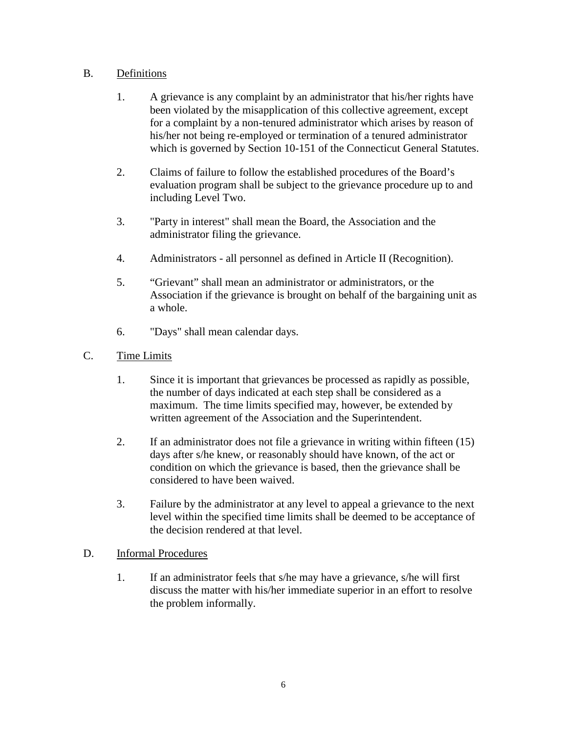## B. Definitions

1. A grievance is any complaint by an administrator that his/her rights have been violated by the misapplication of this collective agreement, except for a complaint by a non-tenured administrator which arises by reason of his/her not being re-employed or termination of a tenured administrator which is governed by Section 10-151 of the Connecticut General Statutes.

2. Claims of failure to follow the established procedures of the Board's evaluation program shall be subject to the grievance procedure up to and including Level Two.

3. "Party in interest" shall mean the Board, the Association and the administrator filing the grievance.

4. Administrators - all personnel as defined in Article II (Recognition).

5. "Grievant" shall mean an administrator or administrators, or the Association if the grievance is brought on behalf of the bargaining unit as a whole.

6. "Days" shall mean calendar days.

## C. Time Limits

1. Since it is important that grievances be processed as rapidly as possible, the number of days indicated at each step shall be considered as a maximum. The time limits specified may, however, be extended by written agreement of the Association and the Superintendent.

2. If an administrator does not file a grievance in writing within fifteen (15) days after s/he knew, or reasonably should have known, of the act or condition on which the grievance is based, then the grievance shall be considered to have been waived.

3. Failure by the administrator at any level to appeal a grievance to the next level within the specified time limits shall be deemed to be acceptance of the decision rendered at that level.

## D. Informal Procedures

1. If an administrator feels that s/he may have a grievance, s/he will first discuss the matter with his/her immediate superior in an effort to resolve the problem informally.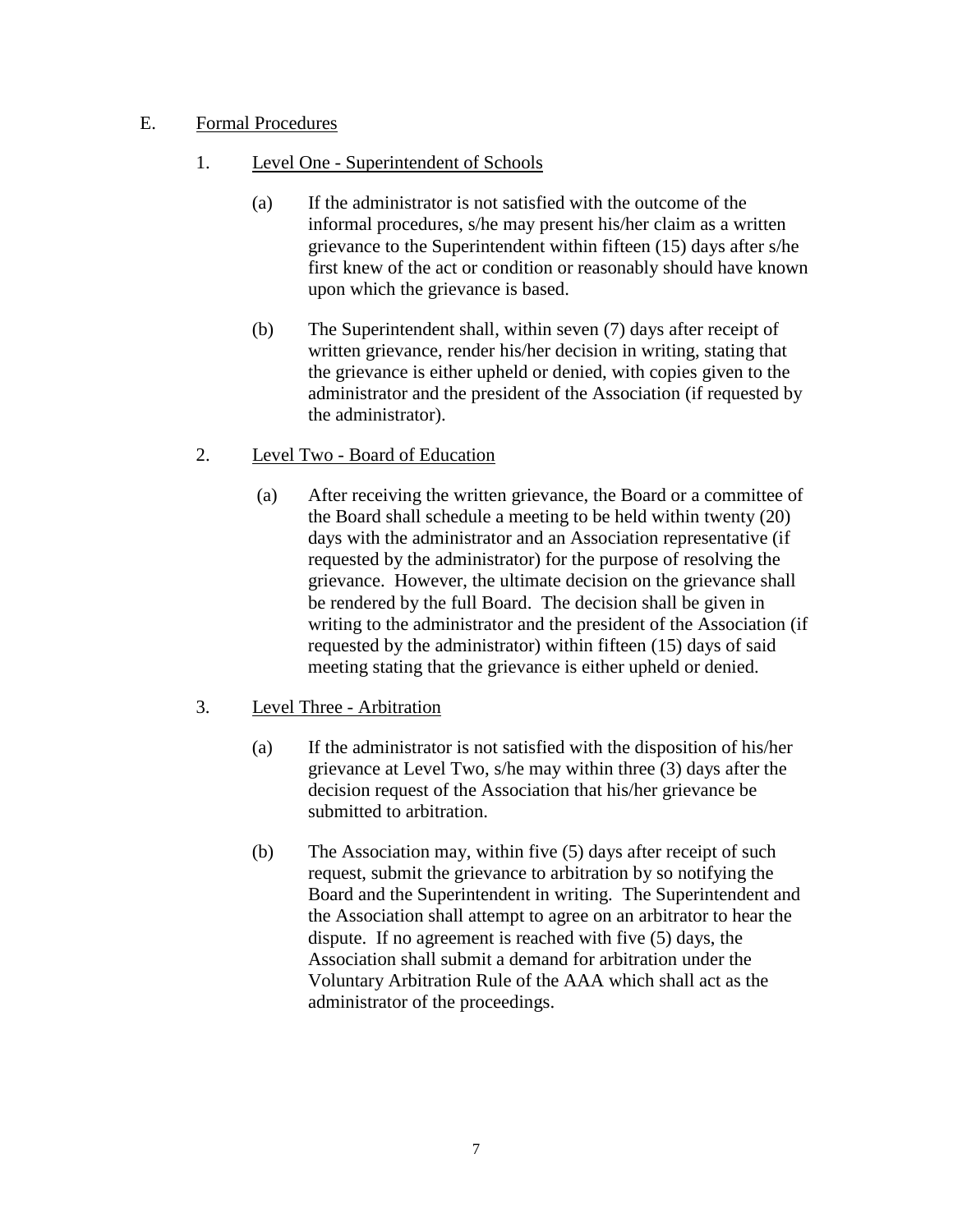E. <u>Formal Procedures</u>

1. <u>Level One - Superintendent of Schools</u>

   (a) If the administrator is not satisfied with the outcome of the informal procedures, s/he may present his/her claim as a written grievance to the Superintendent within fifteen (15) days after s/he first knew of the act or condition or reasonably should have known upon which the grievance is based.

   (b) The Superintendent shall, within seven (7) days after receipt of written grievance, render his/her decision in writing, stating that the grievance is either upheld or denied, with copies given to the administrator and the president of the Association (if requested by the administrator).

2. <u>Level Two - Board of Education</u>

   (a) After receiving the written grievance, the Board or a committee of the Board shall schedule a meeting to be held within twenty (20) days with the administrator and an Association representative (if requested by the administrator) for the purpose of resolving the grievance. However, the ultimate decision on the grievance shall be rendered by the full Board. The decision shall be given in writing to the administrator and the president of the Association (if requested by the administrator) within fifteen (15) days of said meeting stating that the grievance is either upheld or denied.

3. <u>Level Three - Arbitration</u>

   (a) If the administrator is not satisfied with the disposition of his/her grievance at Level Two, s/he may within three (3) days after the decision request of the Association that his/her grievance be submitted to arbitration.

   (b) The Association may, within five (5) days after receipt of such request, submit the grievance to arbitration by so notifying the Board and the Superintendent in writing. The Superintendent and the Association shall attempt to agree on an arbitrator to hear the dispute. If no agreement is reached with five (5) days, the Association shall submit a demand for arbitration under the Voluntary Arbitration Rule of the AAA which shall act as the administrator of the proceedings.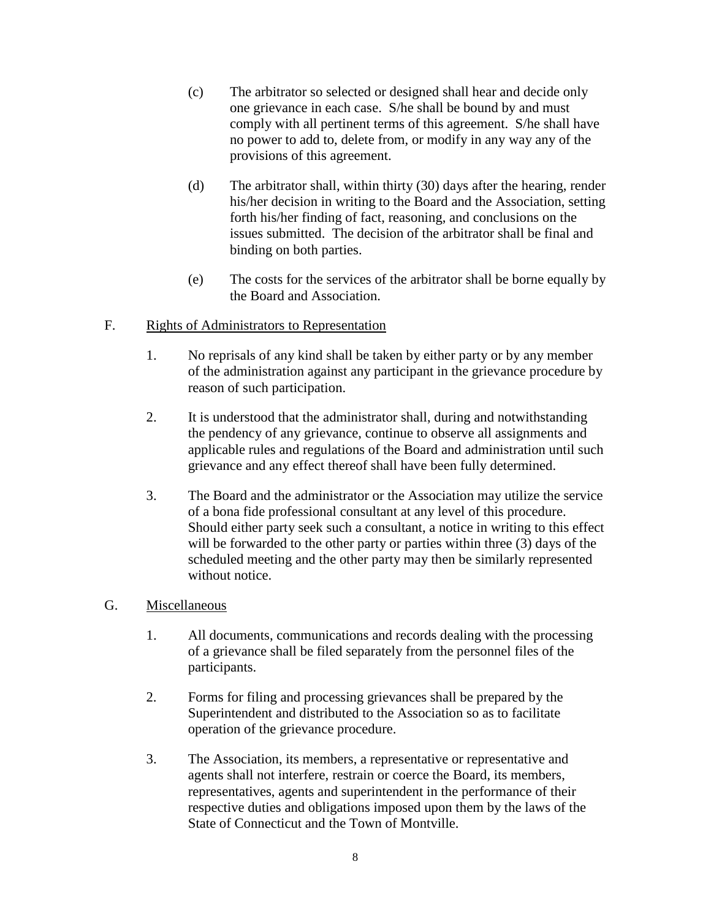(c) The arbitrator so selected or designed shall hear and decide only one grievance in each case. S/he shall be bound by and must comply with all pertinent terms of this agreement. S/he shall have no power to add to, delete from, or modify in any way any of the provisions of this agreement.

(d) The arbitrator shall, within thirty (30) days after the hearing, render his/her decision in writing to the Board and the Association, setting forth his/her finding of fact, reasoning, and conclusions on the issues submitted. The decision of the arbitrator shall be final and binding on both parties.

(e) The costs for the services of the arbitrator shall be borne equally by the Board and Association.

F. <u>Rights of Administrators to Representation</u>

1. No reprisals of any kind shall be taken by either party or by any member of the administration against any participant in the grievance procedure by reason of such participation.

2. It is understood that the administrator shall, during and notwithstanding the pendency of any grievance, continue to observe all assignments and applicable rules and regulations of the Board and administration until such grievance and any effect thereof shall have been fully determined.

3. The Board and the administrator or the Association may utilize the service of a bona fide professional consultant at any level of this procedure. Should either party seek such a consultant, a notice in writing to this effect will be forwarded to the other party or parties within three (3) days of the scheduled meeting and the other party may then be similarly represented without notice.

G. <u>Miscellaneous</u>

1. All documents, communications and records dealing with the processing of a grievance shall be filed separately from the personnel files of the participants.

2. Forms for filing and processing grievances shall be prepared by the Superintendent and distributed to the Association so as to facilitate operation of the grievance procedure.

3. The Association, its members, a representative or representative and agents shall not interfere, restrain or coerce the Board, its members, representatives, agents and superintendent in the performance of their respective duties and obligations imposed upon them by the laws of the State of Connecticut and the Town of Montville.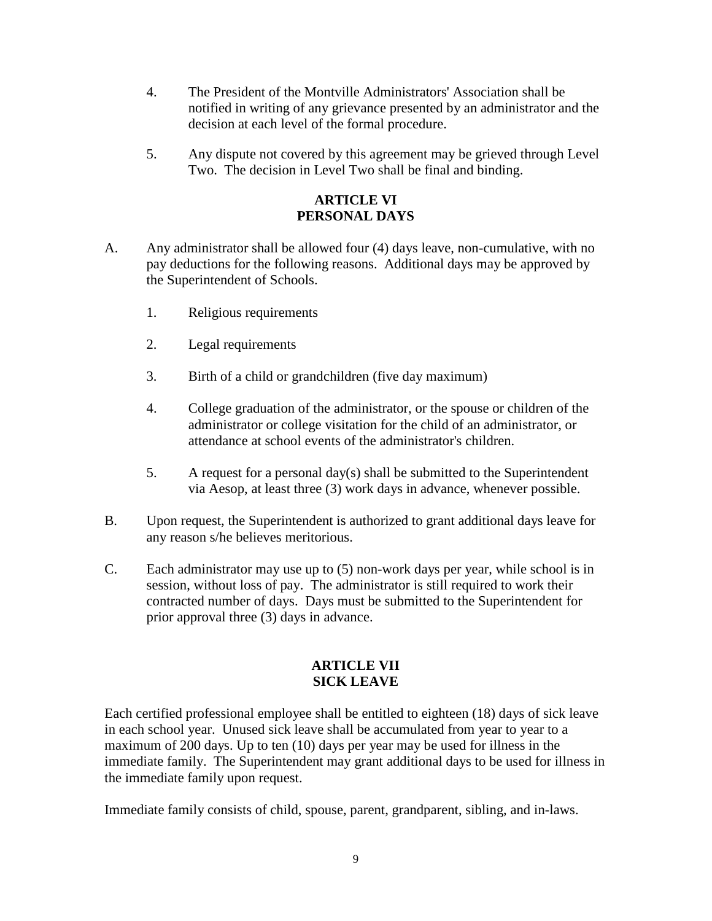4. The President of the Montville Administrators' Association shall be notified in writing of any grievance presented by an administrator and the decision at each level of the formal procedure.

5. Any dispute not covered by this agreement may be grieved through Level Two. The decision in Level Two shall be final and binding.

## ARTICLE VI
## PERSONAL DAYS

A. Any administrator shall be allowed four (4) days leave, non-cumulative, with no pay deductions for the following reasons. Additional days may be approved by the Superintendent of Schools.

   1. Religious requirements

   2. Legal requirements

   3. Birth of a child or grandchildren (five day maximum)

   4. College graduation of the administrator, or the spouse or children of the administrator or college visitation for the child of an administrator, or attendance at school events of the administrator's children.

   5. A request for a personal day(s) shall be submitted to the Superintendent via Aesop, at least three (3) work days in advance, whenever possible.

B. Upon request, the Superintendent is authorized to grant additional days leave for any reason s/he believes meritorious.

C. Each administrator may use up to (5) non-work days per year, while school is in session, without loss of pay. The administrator is still required to work their contracted number of days. Days must be submitted to the Superintendent for prior approval three (3) days in advance.

## ARTICLE VII
## SICK LEAVE

Each certified professional employee shall be entitled to eighteen (18) days of sick leave in each school year. Unused sick leave shall be accumulated from year to year to a maximum of 200 days. Up to ten (10) days per year may be used for illness in the immediate family. The Superintendent may grant additional days to be used for illness in the immediate family upon request.

Immediate family consists of child, spouse, parent, grandparent, sibling, and in-laws.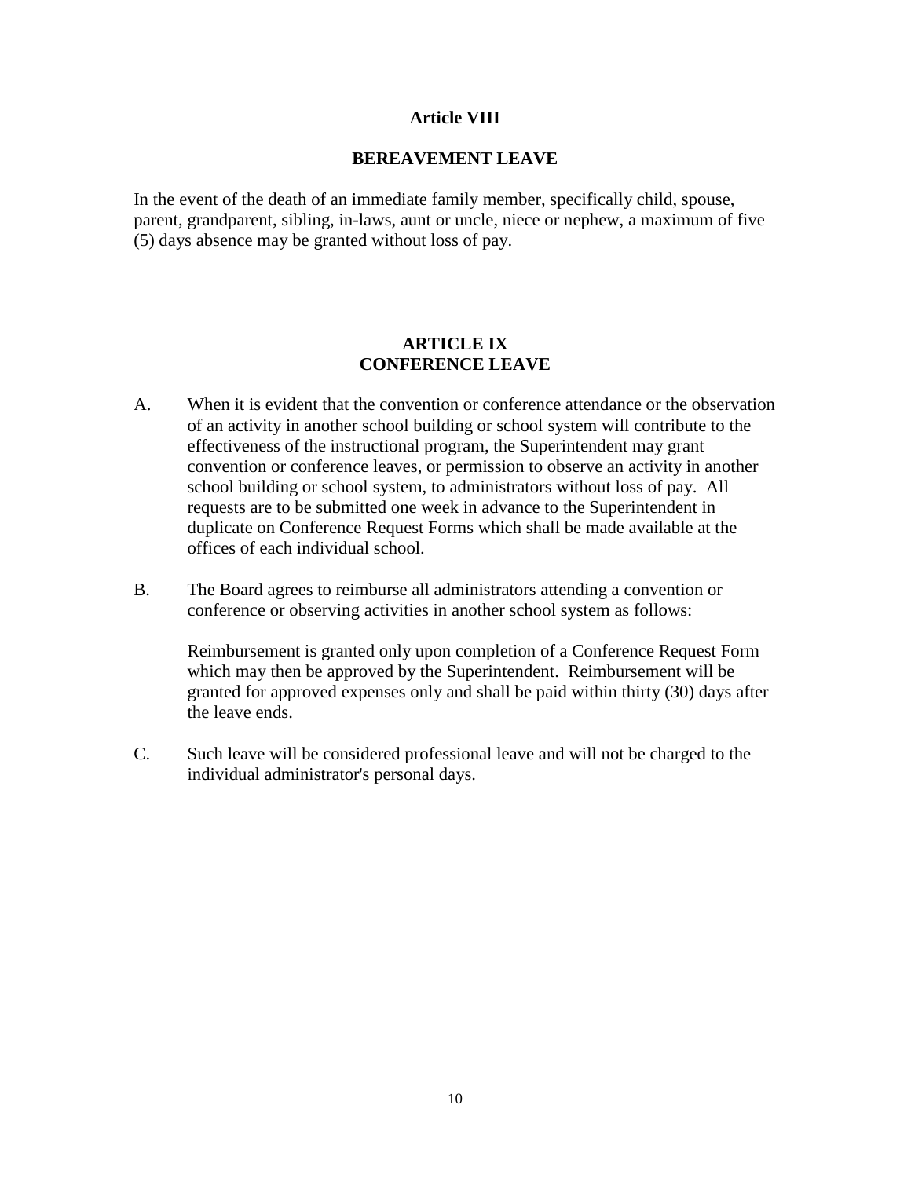## Article VIII

## BEREAVEMENT LEAVE

In the event of the death of an immediate family member, specifically child, spouse, parent, grandparent, sibling, in-laws, aunt or uncle, niece or nephew, a maximum of five (5) days absence may be granted without loss of pay.

## ARTICLE IX
## CONFERENCE LEAVE

A. When it is evident that the convention or conference attendance or the observation of an activity in another school building or school system will contribute to the effectiveness of the instructional program, the Superintendent may grant convention or conference leaves, or permission to observe an activity in another school building or school system, to administrators without loss of pay. All requests are to be submitted one week in advance to the Superintendent in duplicate on Conference Request Forms which shall be made available at the offices of each individual school.

B. The Board agrees to reimburse all administrators attending a convention or conference or observing activities in another school system as follows:

   Reimbursement is granted only upon completion of a Conference Request Form which may then be approved by the Superintendent. Reimbursement will be granted for approved expenses only and shall be paid within thirty (30) days after the leave ends.

C. Such leave will be considered professional leave and will not be charged to the individual administrator's personal days.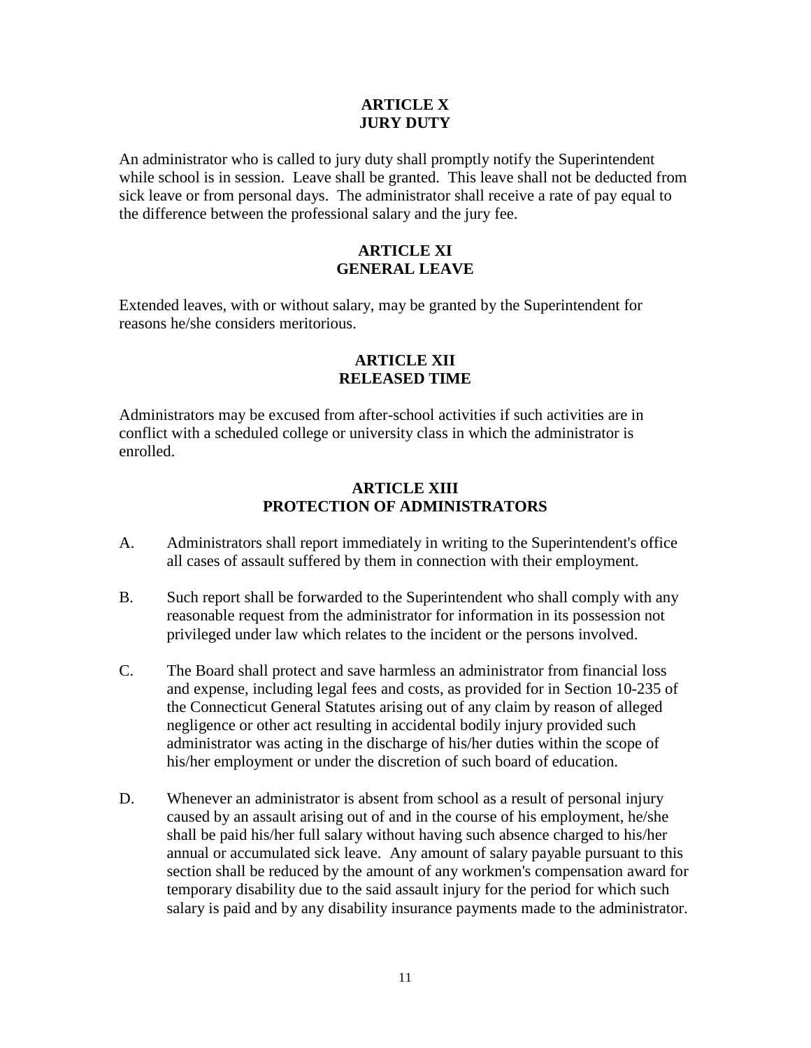## ARTICLE X
## JURY DUTY

An administrator who is called to jury duty shall promptly notify the Superintendent while school is in session. Leave shall be granted. This leave shall not be deducted from sick leave or from personal days. The administrator shall receive a rate of pay equal to the difference between the professional salary and the jury fee.

## ARTICLE XI
## GENERAL LEAVE

Extended leaves, with or without salary, may be granted by the Superintendent for reasons he/she considers meritorious.

## ARTICLE XII
## RELEASED TIME

Administrators may be excused from after-school activities if such activities are in conflict with a scheduled college or university class in which the administrator is enrolled.

## ARTICLE XIII
## PROTECTION OF ADMINISTRATORS

A. Administrators shall report immediately in writing to the Superintendent's office all cases of assault suffered by them in connection with their employment.

B. Such report shall be forwarded to the Superintendent who shall comply with any reasonable request from the administrator for information in its possession not privileged under law which relates to the incident or the persons involved.

C. The Board shall protect and save harmless an administrator from financial loss and expense, including legal fees and costs, as provided for in Section 10-235 of the Connecticut General Statutes arising out of any claim by reason of alleged negligence or other act resulting in accidental bodily injury provided such administrator was acting in the discharge of his/her duties within the scope of his/her employment or under the discretion of such board of education.

D. Whenever an administrator is absent from school as a result of personal injury caused by an assault arising out of and in the course of his employment, he/she shall be paid his/her full salary without having such absence charged to his/her annual or accumulated sick leave. Any amount of salary payable pursuant to this section shall be reduced by the amount of any workmen's compensation award for temporary disability due to the said assault injury for the period for which such salary is paid and by any disability insurance payments made to the administrator.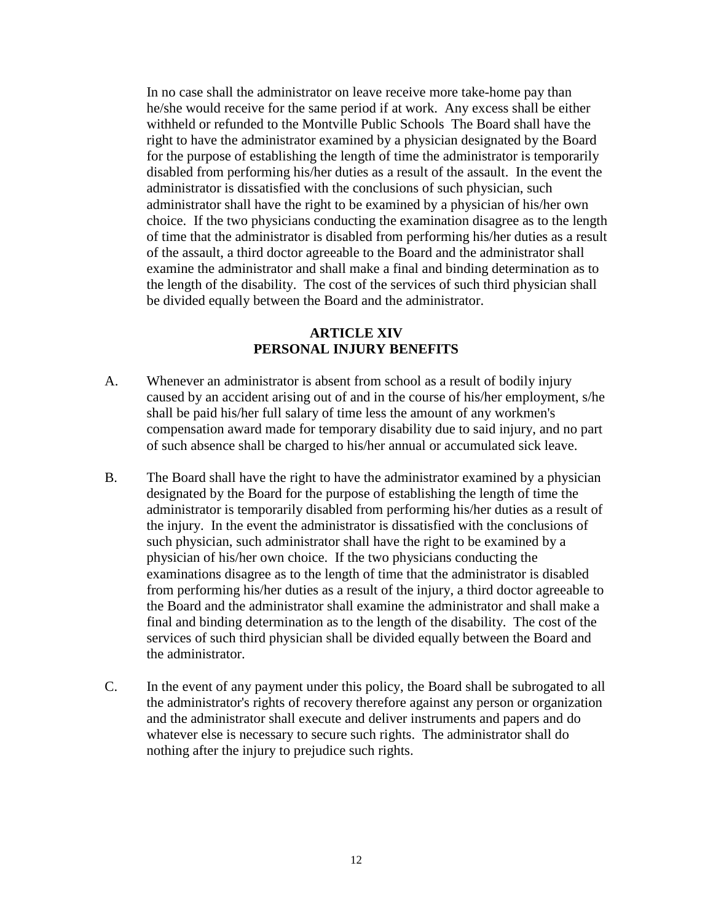In no case shall the administrator on leave receive more take-home pay than he/she would receive for the same period if at work. Any excess shall be either withheld or refunded to the Montville Public Schools The Board shall have the right to have the administrator examined by a physician designated by the Board for the purpose of establishing the length of time the administrator is temporarily disabled from performing his/her duties as a result of the assault. In the event the administrator is dissatisfied with the conclusions of such physician, such administrator shall have the right to be examined by a physician of his/her own choice. If the two physicians conducting the examination disagree as to the length of time that the administrator is disabled from performing his/her duties as a result of the assault, a third doctor agreeable to the Board and the administrator shall examine the administrator and shall make a final and binding determination as to the length of the disability. The cost of the services of such third physician shall be divided equally between the Board and the administrator.

## ARTICLE XIV
## PERSONAL INJURY BENEFITS

A. Whenever an administrator is absent from school as a result of bodily injury caused by an accident arising out of and in the course of his/her employment, s/he shall be paid his/her full salary of time less the amount of any workmen's compensation award made for temporary disability due to said injury, and no part of such absence shall be charged to his/her annual or accumulated sick leave.

B. The Board shall have the right to have the administrator examined by a physician designated by the Board for the purpose of establishing the length of time the administrator is temporarily disabled from performing his/her duties as a result of the injury. In the event the administrator is dissatisfied with the conclusions of such physician, such administrator shall have the right to be examined by a physician of his/her own choice. If the two physicians conducting the examinations disagree as to the length of time that the administrator is disabled from performing his/her duties as a result of the injury, a third doctor agreeable to the Board and the administrator shall examine the administrator and shall make a final and binding determination as to the length of the disability. The cost of the services of such third physician shall be divided equally between the Board and the administrator.

C. In the event of any payment under this policy, the Board shall be subrogated to all the administrator's rights of recovery therefore against any person or organization and the administrator shall execute and deliver instruments and papers and do whatever else is necessary to secure such rights. The administrator shall do nothing after the injury to prejudice such rights.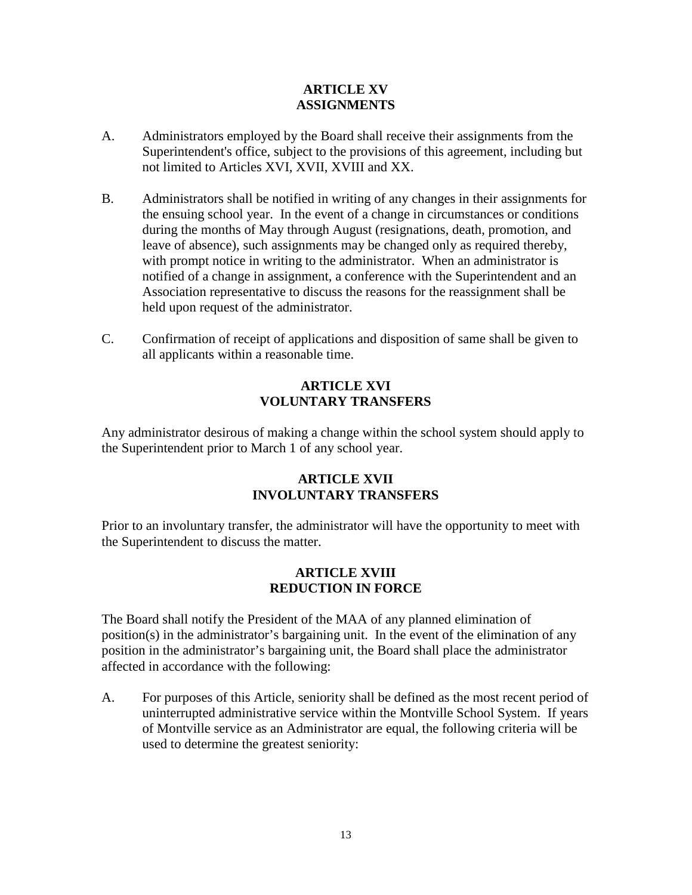## ARTICLE XV
## ASSIGNMENTS

A. Administrators employed by the Board shall receive their assignments from the Superintendent's office, subject to the provisions of this agreement, including but not limited to Articles XVI, XVII, XVIII and XX.

B. Administrators shall be notified in writing of any changes in their assignments for the ensuing school year. In the event of a change in circumstances or conditions during the months of May through August (resignations, death, promotion, and leave of absence), such assignments may be changed only as required thereby, with prompt notice in writing to the administrator. When an administrator is notified of a change in assignment, a conference with the Superintendent and an Association representative to discuss the reasons for the reassignment shall be held upon request of the administrator.

C. Confirmation of receipt of applications and disposition of same shall be given to all applicants within a reasonable time.

## ARTICLE XVI
## VOLUNTARY TRANSFERS

Any administrator desirous of making a change within the school system should apply to the Superintendent prior to March 1 of any school year.

## ARTICLE XVII
## INVOLUNTARY TRANSFERS

Prior to an involuntary transfer, the administrator will have the opportunity to meet with the Superintendent to discuss the matter.

## ARTICLE XVIII
## REDUCTION IN FORCE

The Board shall notify the President of the MAA of any planned elimination of position(s) in the administrator's bargaining unit. In the event of the elimination of any position in the administrator's bargaining unit, the Board shall place the administrator affected in accordance with the following:

A. For purposes of this Article, seniority shall be defined as the most recent period of uninterrupted administrative service within the Montville School System. If years of Montville service as an Administrator are equal, the following criteria will be used to determine the greatest seniority: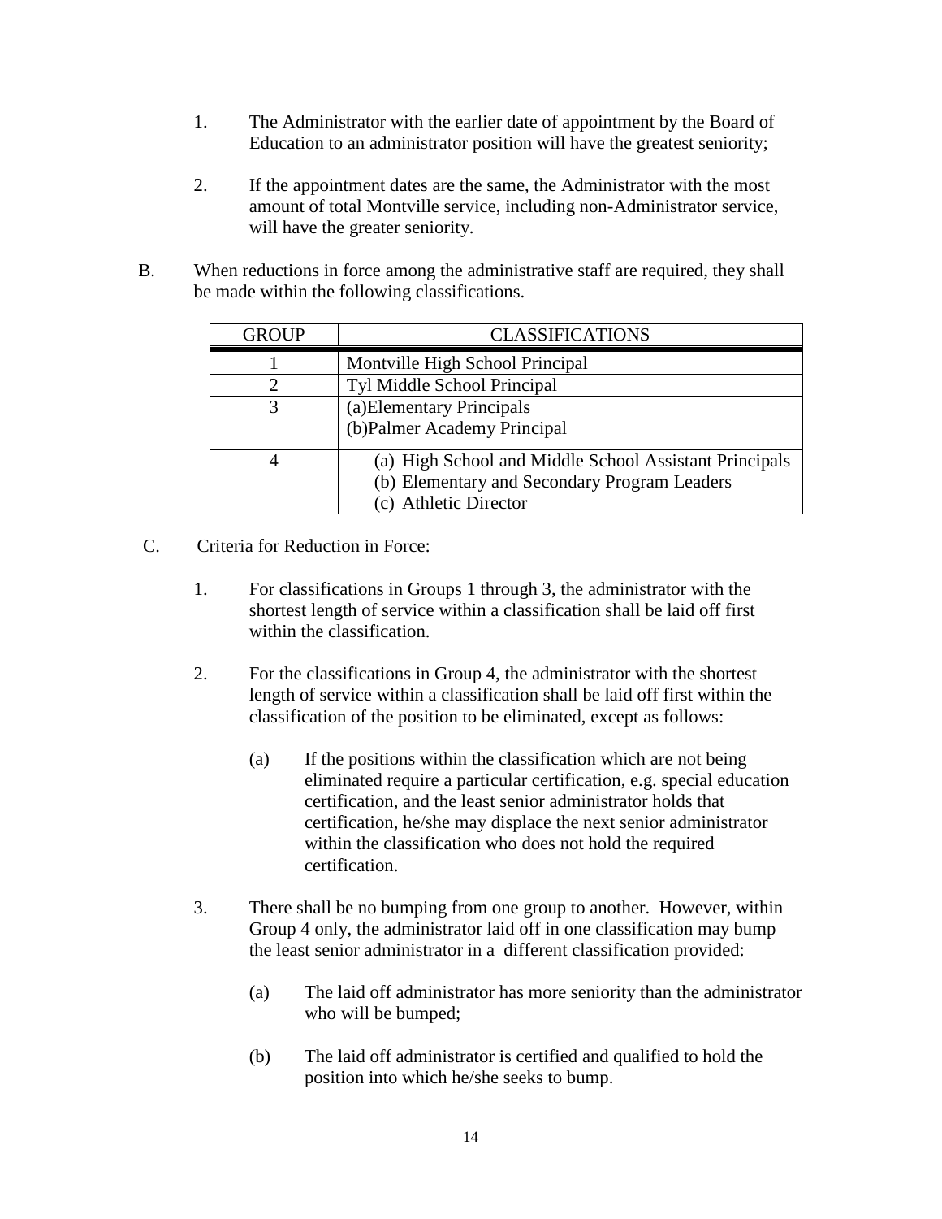1. The Administrator with the earlier date of appointment by the Board of Education to an administrator position will have the greatest seniority;

2. If the appointment dates are the same, the Administrator with the most amount of total Montville service, including non-Administrator service, will have the greater seniority.

B. When reductions in force among the administrative staff are required, they shall be made within the following classifications.

| GROUP | CLASSIFICATIONS |
|---|---|
| 1 | Montville High School Principal |
| 2 | Tyl Middle School Principal |
| 3 | (a)Elementary Principals<br>(b)Palmer Academy Principal |
| 4 | (a) High School and Middle School Assistant Principals<br>(b) Elementary and Secondary Program Leaders<br>(c) Athletic Director |

C. Criteria for Reduction in Force:

1. For classifications in Groups 1 through 3, the administrator with the shortest length of service within a classification shall be laid off first within the classification.

2. For the classifications in Group 4, the administrator with the shortest length of service within a classification shall be laid off first within the classification of the position to be eliminated, except as follows:

   (a) If the positions within the classification which are not being eliminated require a particular certification, e.g. special education certification, and the least senior administrator holds that certification, he/she may displace the next senior administrator within the classification who does not hold the required certification.

3. There shall be no bumping from one group to another. However, within Group 4 only, the administrator laid off in one classification may bump the least senior administrator in a different classification provided:

   (a) The laid off administrator has more seniority than the administrator who will be bumped;

   (b) The laid off administrator is certified and qualified to hold the position into which he/she seeks to bump.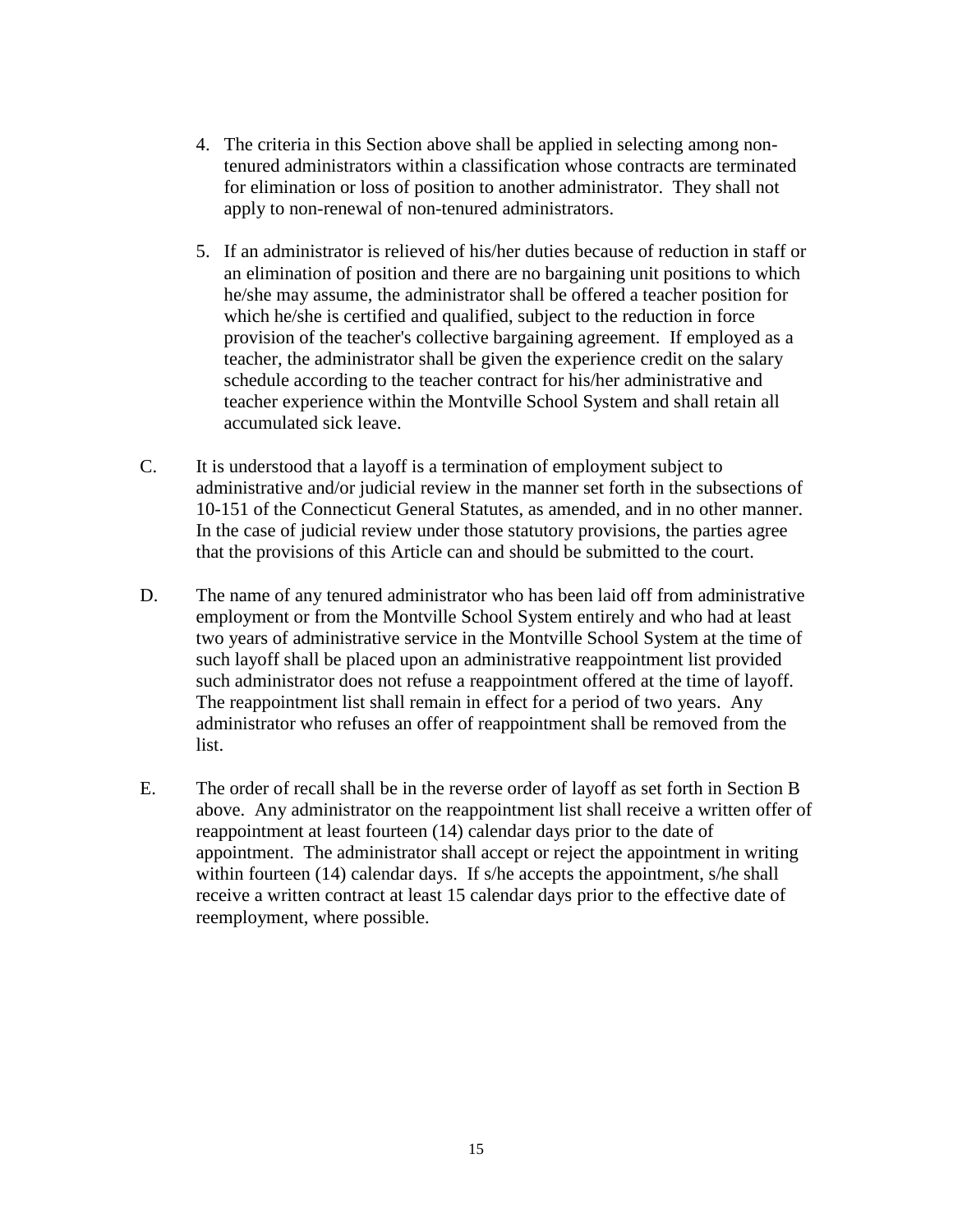4. The criteria in this Section above shall be applied in selecting among non-tenured administrators within a classification whose contracts are terminated for elimination or loss of position to another administrator. They shall not apply to non-renewal of non-tenured administrators.

5. If an administrator is relieved of his/her duties because of reduction in staff or an elimination of position and there are no bargaining unit positions to which he/she may assume, the administrator shall be offered a teacher position for which he/she is certified and qualified, subject to the reduction in force provision of the teacher's collective bargaining agreement. If employed as a teacher, the administrator shall be given the experience credit on the salary schedule according to the teacher contract for his/her administrative and teacher experience within the Montville School System and shall retain all accumulated sick leave.

C. It is understood that a layoff is a termination of employment subject to administrative and/or judicial review in the manner set forth in the subsections of 10-151 of the Connecticut General Statutes, as amended, and in no other manner. In the case of judicial review under those statutory provisions, the parties agree that the provisions of this Article can and should be submitted to the court.

D. The name of any tenured administrator who has been laid off from administrative employment or from the Montville School System entirely and who had at least two years of administrative service in the Montville School System at the time of such layoff shall be placed upon an administrative reappointment list provided such administrator does not refuse a reappointment offered at the time of layoff. The reappointment list shall remain in effect for a period of two years. Any administrator who refuses an offer of reappointment shall be removed from the list.

E. The order of recall shall be in the reverse order of layoff as set forth in Section B above. Any administrator on the reappointment list shall receive a written offer of reappointment at least fourteen (14) calendar days prior to the date of appointment. The administrator shall accept or reject the appointment in writing within fourteen (14) calendar days. If s/he accepts the appointment, s/he shall receive a written contract at least 15 calendar days prior to the effective date of reemployment, where possible.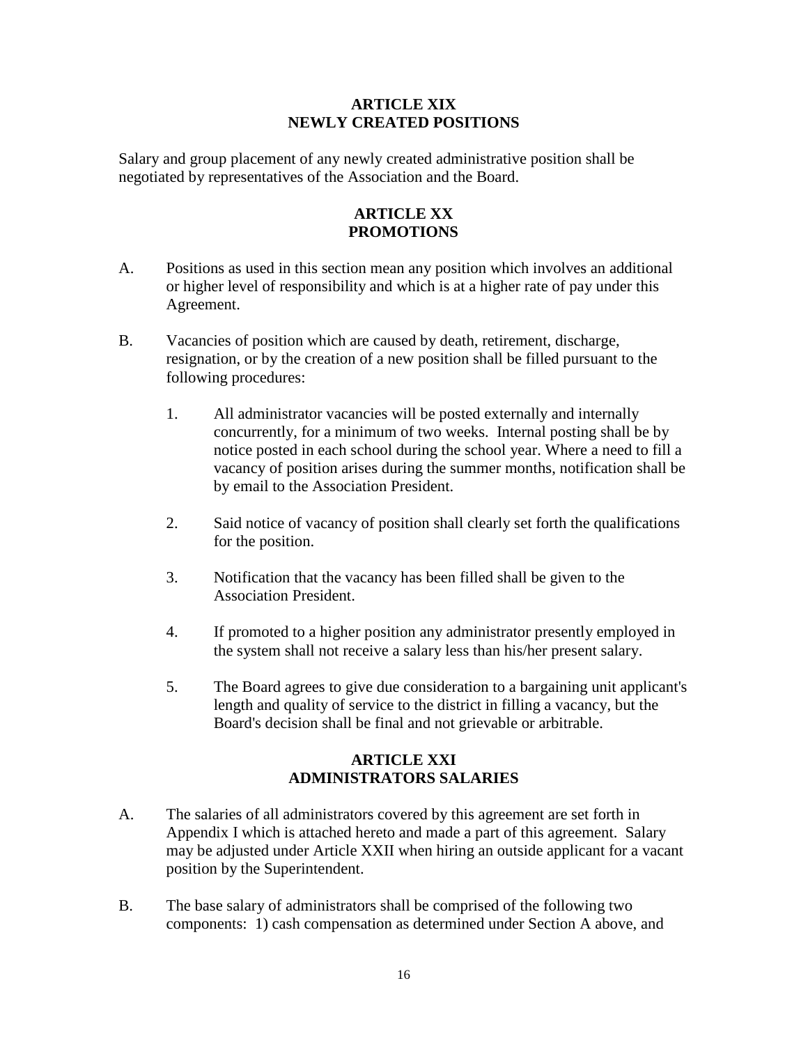## ARTICLE XIX
## NEWLY CREATED POSITIONS

Salary and group placement of any newly created administrative position shall be negotiated by representatives of the Association and the Board.

## ARTICLE XX
## PROMOTIONS

A. Positions as used in this section mean any position which involves an additional or higher level of responsibility and which is at a higher rate of pay under this Agreement.

B. Vacancies of position which are caused by death, retirement, discharge, resignation, or by the creation of a new position shall be filled pursuant to the following procedures:

   1. All administrator vacancies will be posted externally and internally concurrently, for a minimum of two weeks. Internal posting shall be by notice posted in each school during the school year. Where a need to fill a vacancy of position arises during the summer months, notification shall be by email to the Association President.

   2. Said notice of vacancy of position shall clearly set forth the qualifications for the position.

   3. Notification that the vacancy has been filled shall be given to the Association President.

   4. If promoted to a higher position any administrator presently employed in the system shall not receive a salary less than his/her present salary.

   5. The Board agrees to give due consideration to a bargaining unit applicant's length and quality of service to the district in filling a vacancy, but the Board's decision shall be final and not grievable or arbitrable.

## ARTICLE XXI
## ADMINISTRATORS SALARIES

A. The salaries of all administrators covered by this agreement are set forth in Appendix I which is attached hereto and made a part of this agreement. Salary may be adjusted under Article XXII when hiring an outside applicant for a vacant position by the Superintendent.

B. The base salary of administrators shall be comprised of the following two components: 1) cash compensation as determined under Section A above, and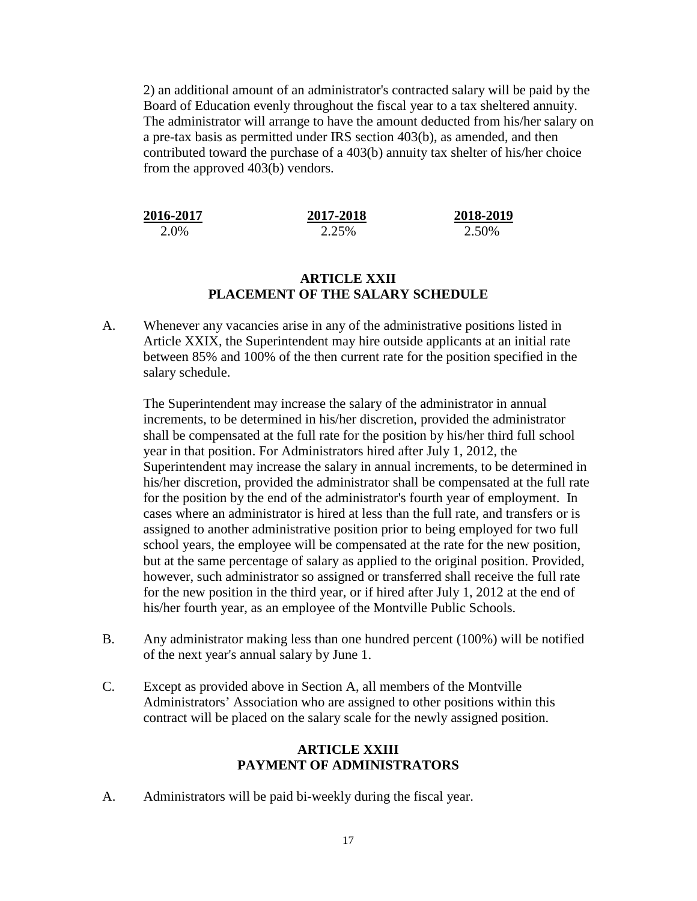2) an additional amount of an administrator's contracted salary will be paid by the Board of Education evenly throughout the fiscal year to a tax sheltered annuity. The administrator will arrange to have the amount deducted from his/her salary on a pre-tax basis as permitted under IRS section 403(b), as amended, and then contributed toward the purchase of a 403(b) annuity tax shelter of his/her choice from the approved 403(b) vendors.

| 2016-2017 | 2017-2018 | 2018-2019 |
| --- | --- | --- |
| 2.0% | 2.25% | 2.50% |

## ARTICLE XXII
## PLACEMENT OF THE SALARY SCHEDULE

A. Whenever any vacancies arise in any of the administrative positions listed in Article XXIX, the Superintendent may hire outside applicants at an initial rate between 85% and 100% of the then current rate for the position specified in the salary schedule.

The Superintendent may increase the salary of the administrator in annual increments, to be determined in his/her discretion, provided the administrator shall be compensated at the full rate for the position by his/her third full school year in that position. For Administrators hired after July 1, 2012, the Superintendent may increase the salary in annual increments, to be determined in his/her discretion, provided the administrator shall be compensated at the full rate for the position by the end of the administrator's fourth year of employment. In cases where an administrator is hired at less than the full rate, and transfers or is assigned to another administrative position prior to being employed for two full school years, the employee will be compensated at the rate for the new position, but at the same percentage of salary as applied to the original position. Provided, however, such administrator so assigned or transferred shall receive the full rate for the new position in the third year, or if hired after July 1, 2012 at the end of his/her fourth year, as an employee of the Montville Public Schools.

B. Any administrator making less than one hundred percent (100%) will be notified of the next year's annual salary by June 1.

C. Except as provided above in Section A, all members of the Montville Administrators' Association who are assigned to other positions within this contract will be placed on the salary scale for the newly assigned position.

## ARTICLE XXIII
## PAYMENT OF ADMINISTRATORS

A. Administrators will be paid bi-weekly during the fiscal year.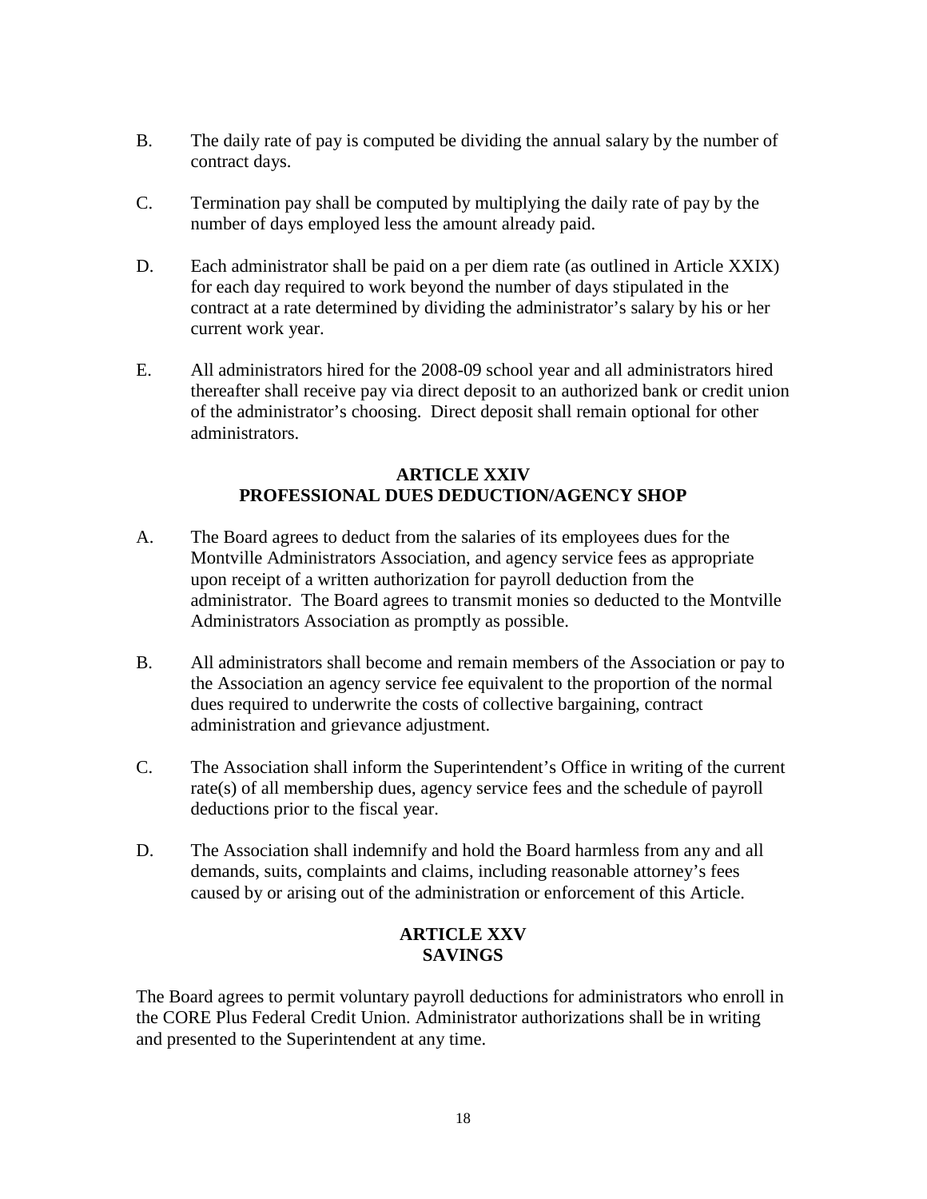B. The daily rate of pay is computed be dividing the annual salary by the number of contract days.

C. Termination pay shall be computed by multiplying the daily rate of pay by the number of days employed less the amount already paid.

D. Each administrator shall be paid on a per diem rate (as outlined in Article XXIX) for each day required to work beyond the number of days stipulated in the contract at a rate determined by dividing the administrator's salary by his or her current work year.

E. All administrators hired for the 2008-09 school year and all administrators hired thereafter shall receive pay via direct deposit to an authorized bank or credit union of the administrator's choosing. Direct deposit shall remain optional for other administrators.

## ARTICLE XXIV
## PROFESSIONAL DUES DEDUCTION/AGENCY SHOP

A. The Board agrees to deduct from the salaries of its employees dues for the Montville Administrators Association, and agency service fees as appropriate upon receipt of a written authorization for payroll deduction from the administrator. The Board agrees to transmit monies so deducted to the Montville Administrators Association as promptly as possible.

B. All administrators shall become and remain members of the Association or pay to the Association an agency service fee equivalent to the proportion of the normal dues required to underwrite the costs of collective bargaining, contract administration and grievance adjustment.

C. The Association shall inform the Superintendent's Office in writing of the current rate(s) of all membership dues, agency service fees and the schedule of payroll deductions prior to the fiscal year.

D. The Association shall indemnify and hold the Board harmless from any and all demands, suits, complaints and claims, including reasonable attorney's fees caused by or arising out of the administration or enforcement of this Article.

## ARTICLE XXV
## SAVINGS

The Board agrees to permit voluntary payroll deductions for administrators who enroll in the CORE Plus Federal Credit Union. Administrator authorizations shall be in writing and presented to the Superintendent at any time.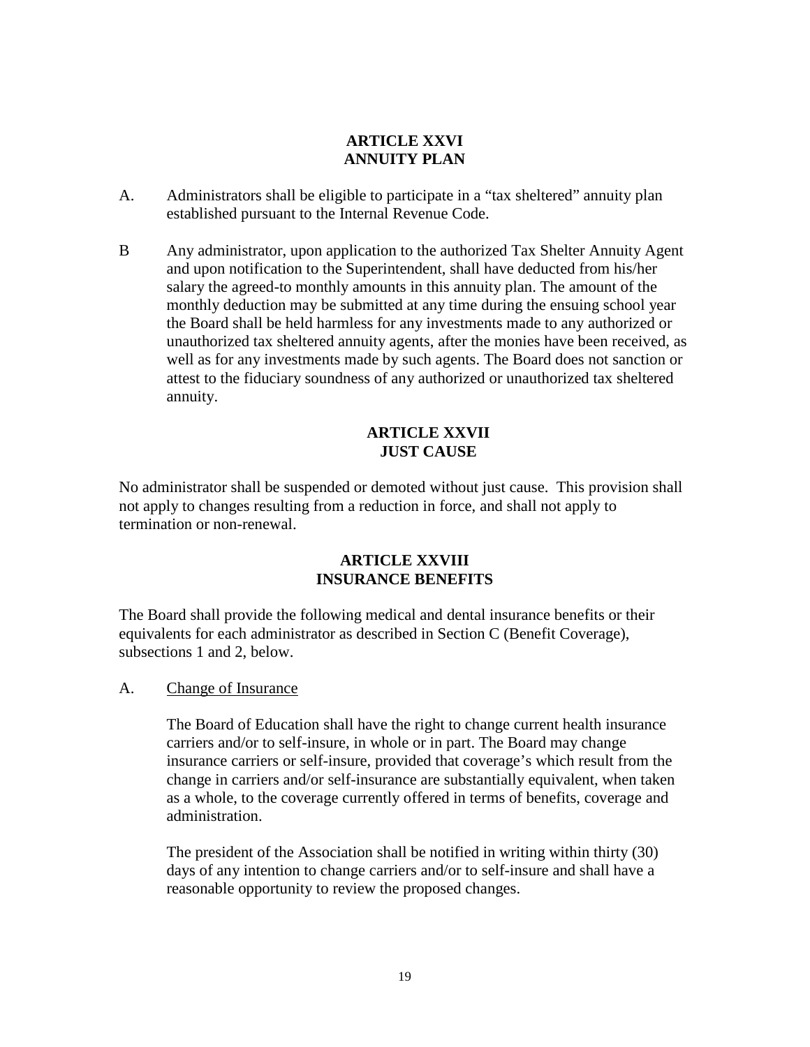## ARTICLE XXVI
## ANNUITY PLAN

A. Administrators shall be eligible to participate in a "tax sheltered" annuity plan established pursuant to the Internal Revenue Code.

B Any administrator, upon application to the authorized Tax Shelter Annuity Agent and upon notification to the Superintendent, shall have deducted from his/her salary the agreed-to monthly amounts in this annuity plan. The amount of the monthly deduction may be submitted at any time during the ensuing school year the Board shall be held harmless for any investments made to any authorized or unauthorized tax sheltered annuity agents, after the monies have been received, as well as for any investments made by such agents. The Board does not sanction or attest to the fiduciary soundness of any authorized or unauthorized tax sheltered annuity.

## ARTICLE XXVII
## JUST CAUSE

No administrator shall be suspended or demoted without just cause. This provision shall not apply to changes resulting from a reduction in force, and shall not apply to termination or non-renewal.

## ARTICLE XXVIII
## INSURANCE BENEFITS

The Board shall provide the following medical and dental insurance benefits or their equivalents for each administrator as described in Section C (Benefit Coverage), subsections 1 and 2, below.

A. Change of Insurance

The Board of Education shall have the right to change current health insurance carriers and/or to self-insure, in whole or in part. The Board may change insurance carriers or self-insure, provided that coverage's which result from the change in carriers and/or self-insurance are substantially equivalent, when taken as a whole, to the coverage currently offered in terms of benefits, coverage and administration.

The president of the Association shall be notified in writing within thirty (30) days of any intention to change carriers and/or to self-insure and shall have a reasonable opportunity to review the proposed changes.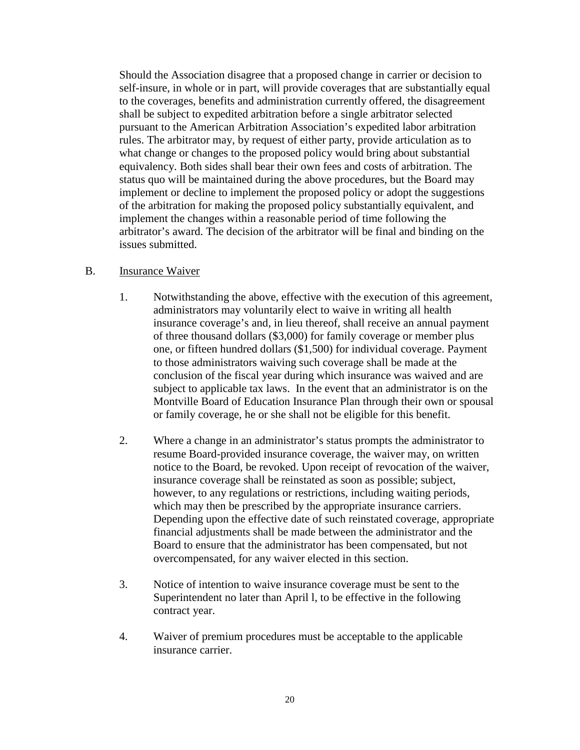Should the Association disagree that a proposed change in carrier or decision to self-insure, in whole or in part, will provide coverages that are substantially equal to the coverages, benefits and administration currently offered, the disagreement shall be subject to expedited arbitration before a single arbitrator selected pursuant to the American Arbitration Association's expedited labor arbitration rules. The arbitrator may, by request of either party, provide articulation as to what change or changes to the proposed policy would bring about substantial equivalency. Both sides shall bear their own fees and costs of arbitration. The status quo will be maintained during the above procedures, but the Board may implement or decline to implement the proposed policy or adopt the suggestions of the arbitration for making the proposed policy substantially equivalent, and implement the changes within a reasonable period of time following the arbitrator's award. The decision of the arbitrator will be final and binding on the issues submitted.

B. <u>Insurance Waiver</u>

1. Notwithstanding the above, effective with the execution of this agreement, administrators may voluntarily elect to waive in writing all health insurance coverage's and, in lieu thereof, shall receive an annual payment of three thousand dollars ($3,000) for family coverage or member plus one, or fifteen hundred dollars ($1,500) for individual coverage. Payment to those administrators waiving such coverage shall be made at the conclusion of the fiscal year during which insurance was waived and are subject to applicable tax laws. In the event that an administrator is on the Montville Board of Education Insurance Plan through their own or spousal or family coverage, he or she shall not be eligible for this benefit.

2. Where a change in an administrator's status prompts the administrator to resume Board-provided insurance coverage, the waiver may, on written notice to the Board, be revoked. Upon receipt of revocation of the waiver, insurance coverage shall be reinstated as soon as possible; subject, however, to any regulations or restrictions, including waiting periods, which may then be prescribed by the appropriate insurance carriers. Depending upon the effective date of such reinstated coverage, appropriate financial adjustments shall be made between the administrator and the Board to ensure that the administrator has been compensated, but not overcompensated, for any waiver elected in this section.

3. Notice of intention to waive insurance coverage must be sent to the Superintendent no later than April l, to be effective in the following contract year.

4. Waiver of premium procedures must be acceptable to the applicable insurance carrier.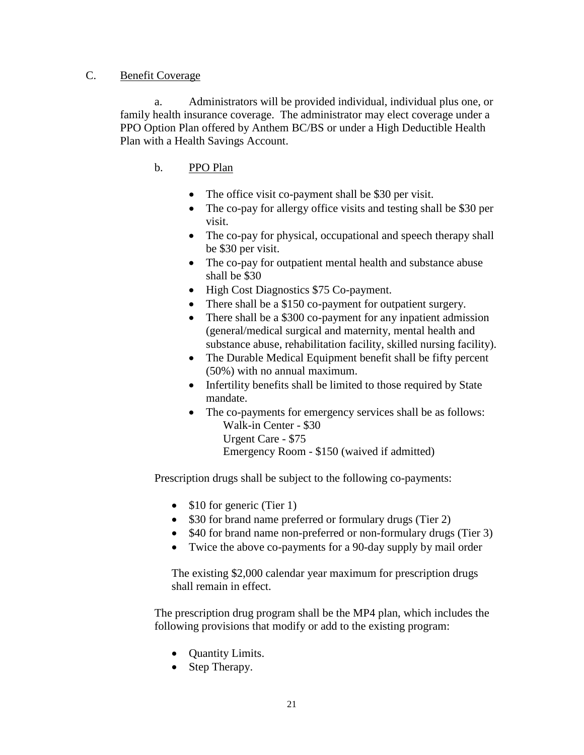C. Benefit Coverage

a. Administrators will be provided individual, individual plus one, or family health insurance coverage. The administrator may elect coverage under a PPO Option Plan offered by Anthem BC/BS or under a High Deductible Health Plan with a Health Savings Account.

b. PPO Plan

- The office visit co-payment shall be $30 per visit.
- The co-pay for allergy office visits and testing shall be $30 per visit.
- The co-pay for physical, occupational and speech therapy shall be $30 per visit.
- The co-pay for outpatient mental health and substance abuse shall be $30
- High Cost Diagnostics $75 Co-payment.
- There shall be a $150 co-payment for outpatient surgery.
- There shall be a $300 co-payment for any inpatient admission (general/medical surgical and maternity, mental health and substance abuse, rehabilitation facility, skilled nursing facility).
- The Durable Medical Equipment benefit shall be fifty percent (50%) with no annual maximum.
- Infertility benefits shall be limited to those required by State mandate.
- The co-payments for emergency services shall be as follows:
  Walk-in Center - $30
  Urgent Care - $75
  Emergency Room - $150 (waived if admitted)

Prescription drugs shall be subject to the following co-payments:

- $10 for generic (Tier 1)
- $30 for brand name preferred or formulary drugs (Tier 2)
- $40 for brand name non-preferred or non-formulary drugs (Tier 3)
- Twice the above co-payments for a 90-day supply by mail order

The existing $2,000 calendar year maximum for prescription drugs shall remain in effect.

The prescription drug program shall be the MP4 plan, which includes the following provisions that modify or add to the existing program:

- Quantity Limits.
- Step Therapy.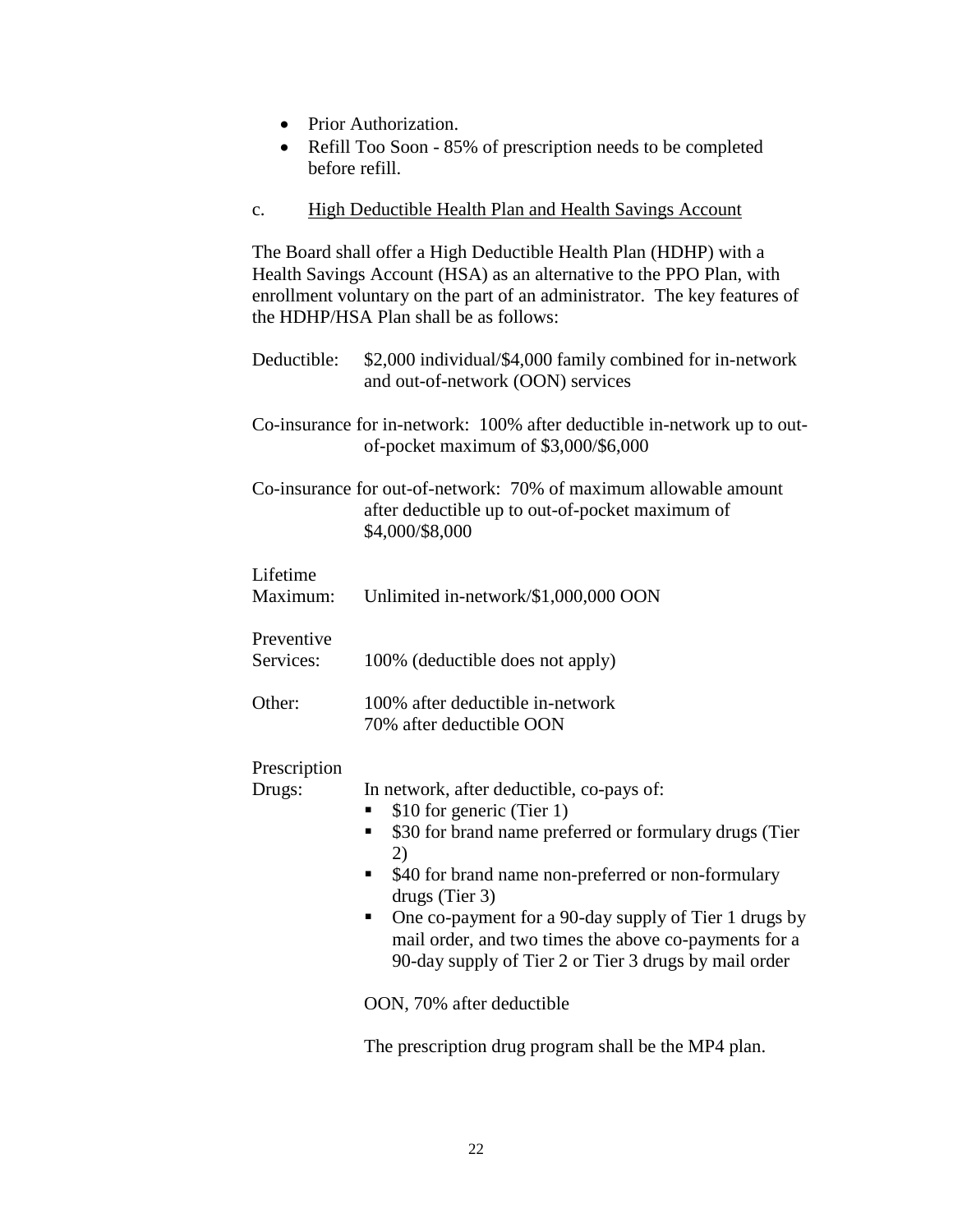- Prior Authorization.
- Refill Too Soon - 85% of prescription needs to be completed before refill.

c. <u>High Deductible Health Plan and Health Savings Account</u>

The Board shall offer a High Deductible Health Plan (HDHP) with a Health Savings Account (HSA) as an alternative to the PPO Plan, with enrollment voluntary on the part of an administrator. The key features of the HDHP/HSA Plan shall be as follows:

Deductible: $2,000 individual/$4,000 family combined for in-network and out-of-network (OON) services

Co-insurance for in-network: 100% after deductible in-network up to out-of-pocket maximum of $3,000/$6,000

Co-insurance for out-of-network: 70% of maximum allowable amount after deductible up to out-of-pocket maximum of $4,000/$8,000

Lifetime Maximum: Unlimited in-network/$1,000,000 OON

Preventive Services: 100% (deductible does not apply)

Other: 100% after deductible in-network
70% after deductible OON

Prescription Drugs: In network, after deductible, co-pays of:

- $10 for generic (Tier 1)
- $30 for brand name preferred or formulary drugs (Tier 2)
- $40 for brand name non-preferred or non-formulary drugs (Tier 3)
- One co-payment for a 90-day supply of Tier 1 drugs by mail order, and two times the above co-payments for a 90-day supply of Tier 2 or Tier 3 drugs by mail order

OON, 70% after deductible

The prescription drug program shall be the MP4 plan.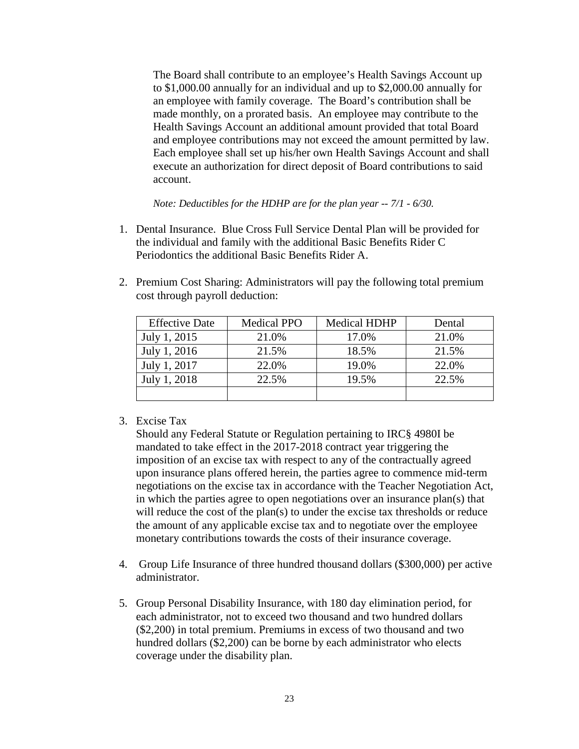The Board shall contribute to an employee's Health Savings Account up to $1,000.00 annually for an individual and up to $2,000.00 annually for an employee with family coverage. The Board's contribution shall be made monthly, on a prorated basis. An employee may contribute to the Health Savings Account an additional amount provided that total Board and employee contributions may not exceed the amount permitted by law. Each employee shall set up his/her own Health Savings Account and shall execute an authorization for direct deposit of Board contributions to said account.

*Note: Deductibles for the HDHP are for the plan year -- 7/1 - 6/30.*

1. Dental Insurance. Blue Cross Full Service Dental Plan will be provided for the individual and family with the additional Basic Benefits Rider C Periodontics the additional Basic Benefits Rider A.

2. Premium Cost Sharing: Administrators will pay the following total premium cost through payroll deduction:

| Effective Date | Medical PPO | Medical HDHP | Dental |
|---|---|---|---|
| July 1, 2015 | 21.0% | 17.0% | 21.0% |
| July 1, 2016 | 21.5% | 18.5% | 21.5% |
| July 1, 2017 | 22.0% | 19.0% | 22.0% |
| July 1, 2018 | 22.5% | 19.5% | 22.5% |
| | | | |

3. Excise Tax
   Should any Federal Statute or Regulation pertaining to IRC§ 4980I be mandated to take effect in the 2017-2018 contract year triggering the imposition of an excise tax with respect to any of the contractually agreed upon insurance plans offered herein, the parties agree to commence mid-term negotiations on the excise tax in accordance with the Teacher Negotiation Act, in which the parties agree to open negotiations over an insurance plan(s) that will reduce the cost of the plan(s) to under the excise tax thresholds or reduce the amount of any applicable excise tax and to negotiate over the employee monetary contributions towards the costs of their insurance coverage.

4. Group Life Insurance of three hundred thousand dollars ($300,000) per active administrator.

5. Group Personal Disability Insurance, with 180 day elimination period, for each administrator, not to exceed two thousand and two hundred dollars ($2,200) in total premium. Premiums in excess of two thousand and two hundred dollars ($2,200) can be borne by each administrator who elects coverage under the disability plan.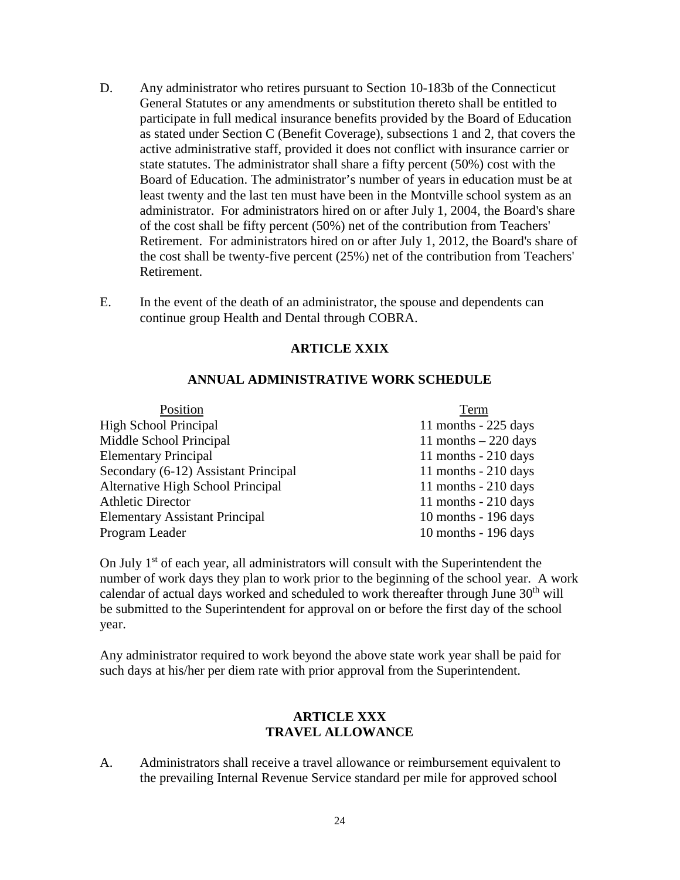D. Any administrator who retires pursuant to Section 10-183b of the Connecticut General Statutes or any amendments or substitution thereto shall be entitled to participate in full medical insurance benefits provided by the Board of Education as stated under Section C (Benefit Coverage), subsections 1 and 2, that covers the active administrative staff, provided it does not conflict with insurance carrier or state statutes. The administrator shall share a fifty percent (50%) cost with the Board of Education. The administrator's number of years in education must be at least twenty and the last ten must have been in the Montville school system as an administrator. For administrators hired on or after July 1, 2004, the Board's share of the cost shall be fifty percent (50%) net of the contribution from Teachers' Retirement. For administrators hired on or after July 1, 2012, the Board's share of the cost shall be twenty-five percent (25%) net of the contribution from Teachers' Retirement.

E. In the event of the death of an administrator, the spouse and dependents can continue group Health and Dental through COBRA.

## ARTICLE XXIX

## ANNUAL ADMINISTRATIVE WORK SCHEDULE

| Position | Term |
|---|---|
| High School Principal | 11 months - 225 days |
| Middle School Principal | 11 months – 220 days |
| Elementary Principal | 11 months - 210 days |
| Secondary (6-12) Assistant Principal | 11 months - 210 days |
| Alternative High School Principal | 11 months - 210 days |
| Athletic Director | 11 months - 210 days |
| Elementary Assistant Principal | 10 months - 196 days |
| Program Leader | 10 months - 196 days |

On July 1st of each year, all administrators will consult with the Superintendent the number of work days they plan to work prior to the beginning of the school year. A work calendar of actual days worked and scheduled to work thereafter through June 30th will be submitted to the Superintendent for approval on or before the first day of the school year.

Any administrator required to work beyond the above state work year shall be paid for such days at his/her per diem rate with prior approval from the Superintendent.

## ARTICLE XXX
## TRAVEL ALLOWANCE

A. Administrators shall receive a travel allowance or reimbursement equivalent to the prevailing Internal Revenue Service standard per mile for approved school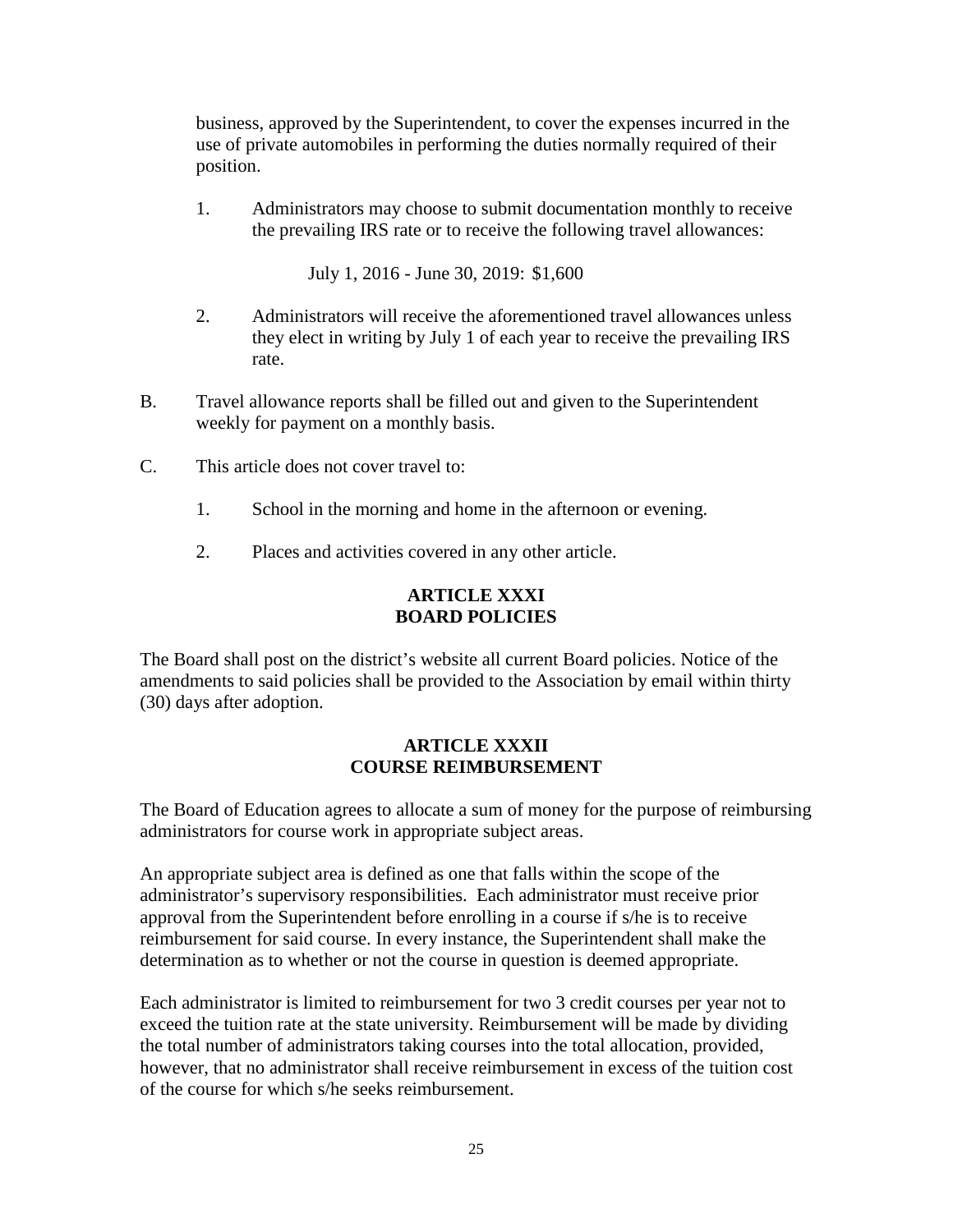business, approved by the Superintendent, to cover the expenses incurred in the use of private automobiles in performing the duties normally required of their position.

1. Administrators may choose to submit documentation monthly to receive the prevailing IRS rate or to receive the following travel allowances:

   July 1, 2016 - June 30, 2019: $1,600

2. Administrators will receive the aforementioned travel allowances unless they elect in writing by July 1 of each year to receive the prevailing IRS rate.

B. Travel allowance reports shall be filled out and given to the Superintendent weekly for payment on a monthly basis.

C. This article does not cover travel to:

   1. School in the morning and home in the afternoon or evening.

   2. Places and activities covered in any other article.

**ARTICLE XXXI**
**BOARD POLICIES**

The Board shall post on the district's website all current Board policies. Notice of the amendments to said policies shall be provided to the Association by email within thirty (30) days after adoption.

**ARTICLE XXXII**
**COURSE REIMBURSEMENT**

The Board of Education agrees to allocate a sum of money for the purpose of reimbursing administrators for course work in appropriate subject areas.

An appropriate subject area is defined as one that falls within the scope of the administrator's supervisory responsibilities. Each administrator must receive prior approval from the Superintendent before enrolling in a course if s/he is to receive reimbursement for said course. In every instance, the Superintendent shall make the determination as to whether or not the course in question is deemed appropriate.

Each administrator is limited to reimbursement for two 3 credit courses per year not to exceed the tuition rate at the state university. Reimbursement will be made by dividing the total number of administrators taking courses into the total allocation, provided, however, that no administrator shall receive reimbursement in excess of the tuition cost of the course for which s/he seeks reimbursement.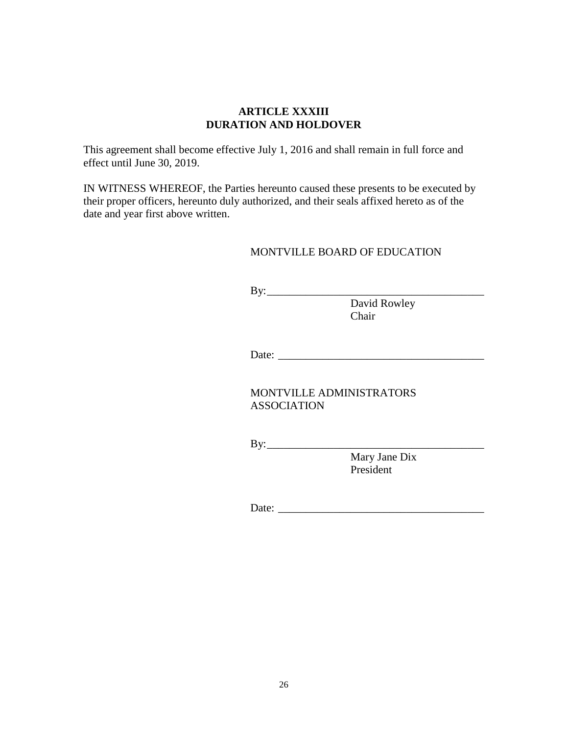## ARTICLE XXXIII
## DURATION AND HOLDOVER

This agreement shall become effective July 1, 2016 and shall remain in full force and effect until June 30, 2019.

IN WITNESS WHEREOF, the Parties hereunto caused these presents to be executed by their proper officers, hereunto duly authorized, and their seals affixed hereto as of the date and year first above written.

MONTVILLE BOARD OF EDUCATION

By:_______________________________________
David Rowley
Chair

Date: _____________________________________

MONTVILLE ADMINISTRATORS
ASSOCIATION

By:_______________________________________
Mary Jane Dix
President

Date: _____________________________________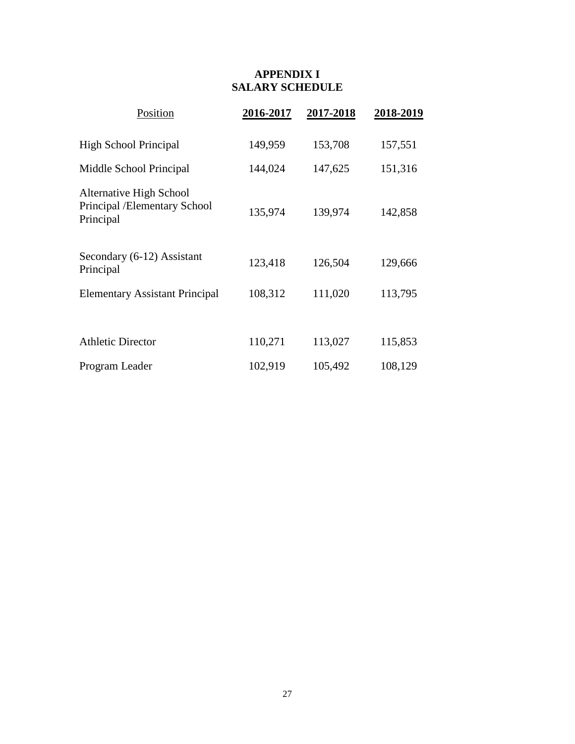# APPENDIX I
## SALARY SCHEDULE

| Position | 2016-2017 | 2017-2018 | 2018-2019 |
|---|---|---|---|
| High School Principal | 149,959 | 153,708 | 157,551 |
| Middle School Principal | 144,024 | 147,625 | 151,316 |
| Alternative High School Principal /Elementary School Principal | 135,974 | 139,974 | 142,858 |
| Secondary (6-12) Assistant Principal | 123,418 | 126,504 | 129,666 |
| Elementary Assistant Principal | 108,312 | 111,020 | 113,795 |
| Athletic Director | 110,271 | 113,027 | 115,853 |
| Program Leader | 102,919 | 105,492 | 108,129 |